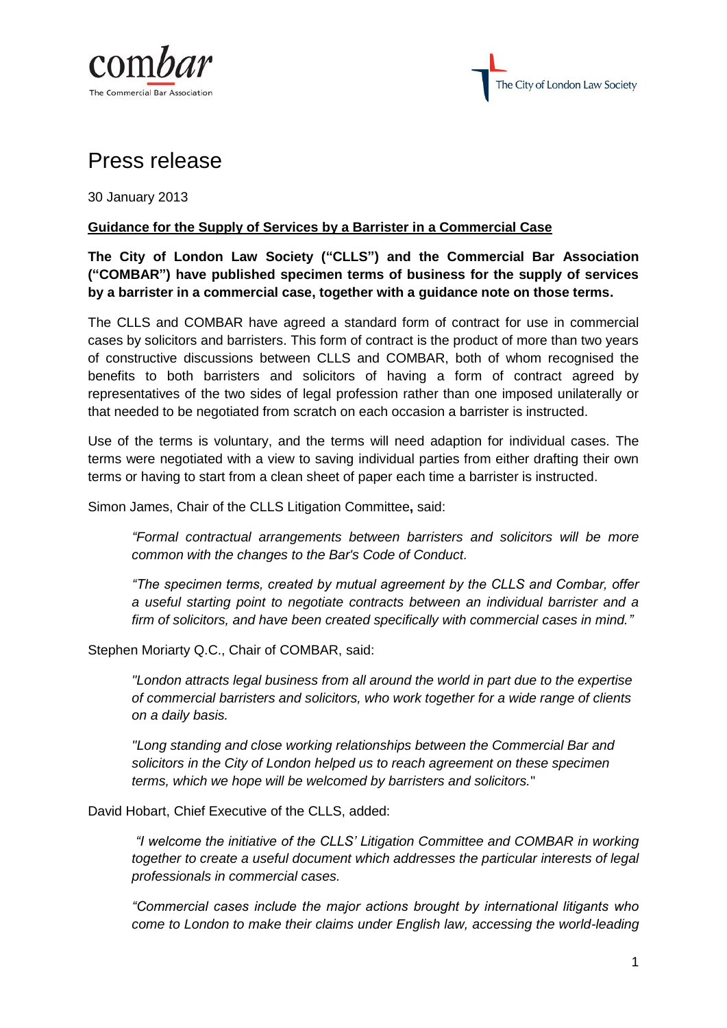# Press release

30 January 2013

**Guidance for the Supply of Services by a Barrister in a Commercial Case**

**The City of London Law Society ("CLLS") and the Commercial Bar Association ("COMBAR") have published specimen terms of business for the supply of services by a barrister in a commercial case, together with a guidance note on those terms.**

The CLLS and COMBAR have agreed a standard form of contract for use in commercial cases by solicitors and barristers. This form of contract is the product of more than two years of constructive discussions between CLLS and COMBAR, both of whom recognised the benefits to both barristers and solicitors of having a form of contract agreed by representatives of the two sides of legal profession rather than one imposed unilaterally or that needed to be negotiated from scratch on each occasion a barrister is instructed.

Use of the terms is voluntary, and the terms will need adaption for individual cases. The terms were negotiated with a view to saving individual parties from either drafting their own terms or having to start from a clean sheet of paper each time a barrister is instructed.

Simon James, Chair of the CLLS Litigation Committee**,** said:

> *"Formal contractual arrangements between barristers and solicitors will be more common with the changes to the Bar's Code of Conduct.*
>
> *"The specimen terms, created by mutual agreement by the CLLS and Combar, offer a useful starting point to negotiate contracts between an individual barrister and a firm of solicitors, and have been created specifically with commercial cases in mind."*

Stephen Moriarty Q.C., Chair of COMBAR, said:

> *"London attracts legal business from all around the world in part due to the expertise of commercial barristers and solicitors, who work together for a wide range of clients on a daily basis.*
>
> *"Long standing and close working relationships between the Commercial Bar and solicitors in the City of London helped us to reach agreement on these specimen terms, which we hope will be welcomed by barristers and solicitors.*"

David Hobart, Chief Executive of the CLLS, added:

> *"I welcome the initiative of the CLLS' Litigation Committee and COMBAR in working together to create a useful document which addresses the particular interests of legal professionals in commercial cases.*
>
> *"Commercial cases include the major actions brought by international litigants who come to London to make their claims under English law, accessing the world-leading*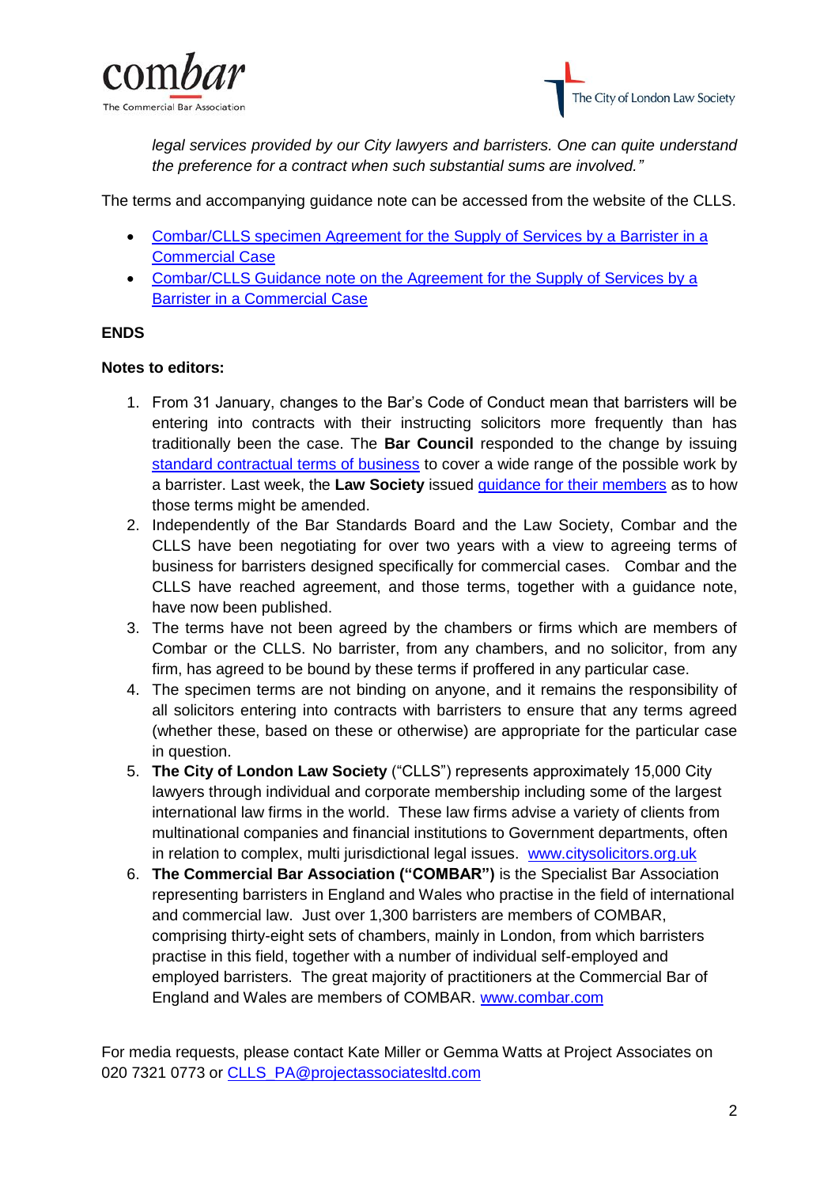*legal services provided by our City lawyers and barristers. One can quite understand the preference for a contract when such substantial sums are involved."*

The terms and accompanying guidance note can be accessed from the website of the CLLS.

- Combar/CLLS specimen Agreement for the Supply of Services by a Barrister in a Commercial Case
- Combar/CLLS Guidance note on the Agreement for the Supply of Services by a Barrister in a Commercial Case

**ENDS**

**Notes to editors:**

1. From 31 January, changes to the Bar's Code of Conduct mean that barristers will be entering into contracts with their instructing solicitors more frequently than has traditionally been the case. The **Bar Council** responded to the change by issuing standard contractual terms of business to cover a wide range of the possible work by a barrister. Last week, the **Law Society** issued guidance for their members as to how those terms might be amended.
2. Independently of the Bar Standards Board and the Law Society, Combar and the CLLS have been negotiating for over two years with a view to agreeing terms of business for barristers designed specifically for commercial cases. Combar and the CLLS have reached agreement, and those terms, together with a guidance note, have now been published.
3. The terms have not been agreed by the chambers or firms which are members of Combar or the CLLS. No barrister, from any chambers, and no solicitor, from any firm, has agreed to be bound by these terms if proffered in any particular case.
4. The specimen terms are not binding on anyone, and it remains the responsibility of all solicitors entering into contracts with barristers to ensure that any terms agreed (whether these, based on these or otherwise) are appropriate for the particular case in question.
5. **The City of London Law Society** ("CLLS") represents approximately 15,000 City lawyers through individual and corporate membership including some of the largest international law firms in the world. These law firms advise a variety of clients from multinational companies and financial institutions to Government departments, often in relation to complex, multi jurisdictional legal issues. www.citysolicitors.org.uk
6. **The Commercial Bar Association ("COMBAR")** is the Specialist Bar Association representing barristers in England and Wales who practise in the field of international and commercial law. Just over 1,300 barristers are members of COMBAR, comprising thirty-eight sets of chambers, mainly in London, from which barristers practise in this field, together with a number of individual self-employed and employed barristers. The great majority of practitioners at the Commercial Bar of England and Wales are members of COMBAR. www.combar.com

For media requests, please contact Kate Miller or Gemma Watts at Project Associates on 020 7321 0773 or CLLS_PA@projectassociatesltd.com